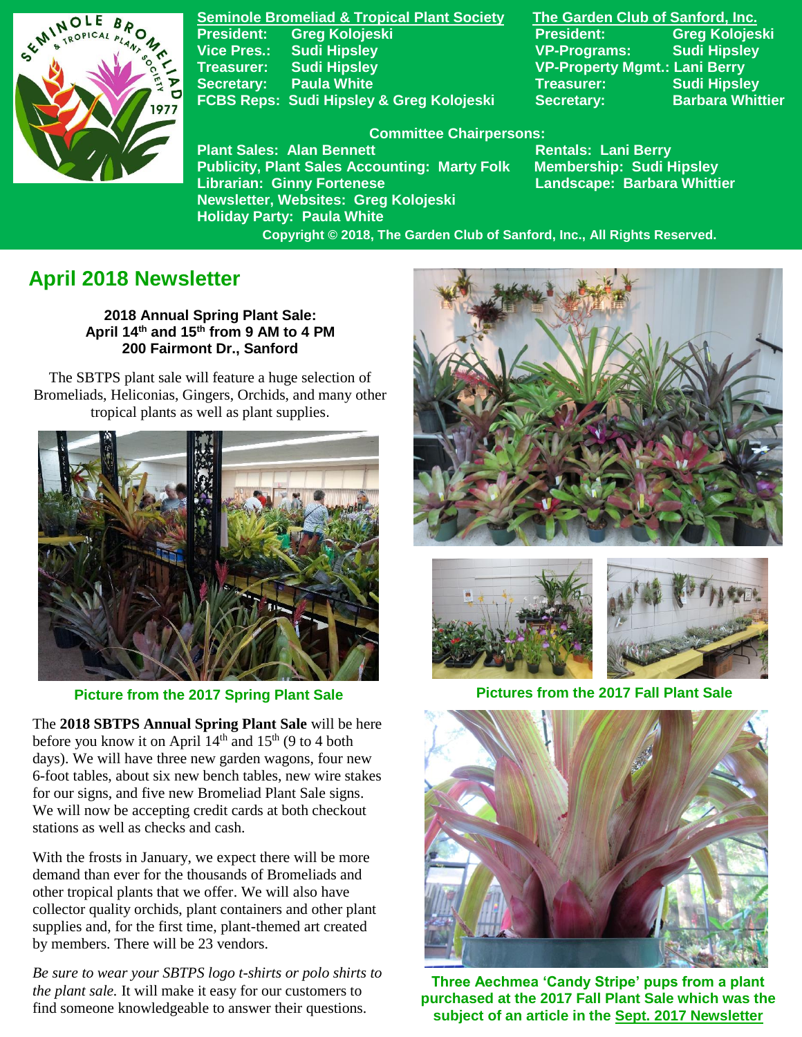**Seminole Bromeliad & Tropical Plant Society**

**President:** Greg Kolojeski
**Vice Pres.:** Sudi Hipsley
**Treasurer:** Sudi Hipsley
**Secretary:** Paula White
**FCBS Reps:** Sudi Hipsley & Greg Kolojeski

**The Garden Club of Sanford, Inc.**

**President:** Greg Kolojeski
**VP-Programs:** Sudi Hipsley
**VP-Property Mgmt.:** Lani Berry
**Treasurer:** Sudi Hipsley
**Secretary:** Barbara Whittier

**Committee Chairpersons:**

**Plant Sales:** Alan Bennett
**Publicity, Plant Sales Accounting:** Marty Folk
**Librarian:** Ginny Fortenese
**Newsletter, Websites:** Greg Kolojeski
**Holiday Party:** Paula White
**Rentals:** Lani Berry
**Membership:** Sudi Hipsley
**Landscape:** Barbara Whittier

**Copyright © 2018, The Garden Club of Sanford, Inc., All Rights Reserved.**

## April 2018 Newsletter

**2018 Annual Spring Plant Sale:**
**April 14th and 15th from 9 AM to 4 PM**
**200 Fairmont Dr., Sanford**

The SBTPS plant sale will feature a huge selection of Bromeliads, Heliconias, Gingers, Orchids, and many other tropical plants as well as plant supplies.

**Picture from the 2017 Spring Plant Sale**

The **2018 SBTPS Annual Spring Plant Sale** will be here before you know it on April 14th and 15th (9 to 4 both days). We will have three new garden wagons, four new 6-foot tables, about six new bench tables, new wire stakes for our signs, and five new Bromeliad Plant Sale signs. We will now be accepting credit cards at both checkout stations as well as checks and cash.

With the frosts in January, we expect there will be more demand than ever for the thousands of Bromeliads and other tropical plants that we offer. We will also have collector quality orchids, plant containers and other plant supplies and, for the first time, plant-themed art created by members. There will be 23 vendors.

*Be sure to wear your SBTPS logo t-shirts or polo shirts to the plant sale.* It will make it easy for our customers to find someone knowledgeable to answer their questions.

**Pictures from the 2017 Fall Plant Sale**

**Three Aechmea 'Candy Stripe' pups from a plant purchased at the 2017 Fall Plant Sale which was the subject of an article in the Sept. 2017 Newsletter**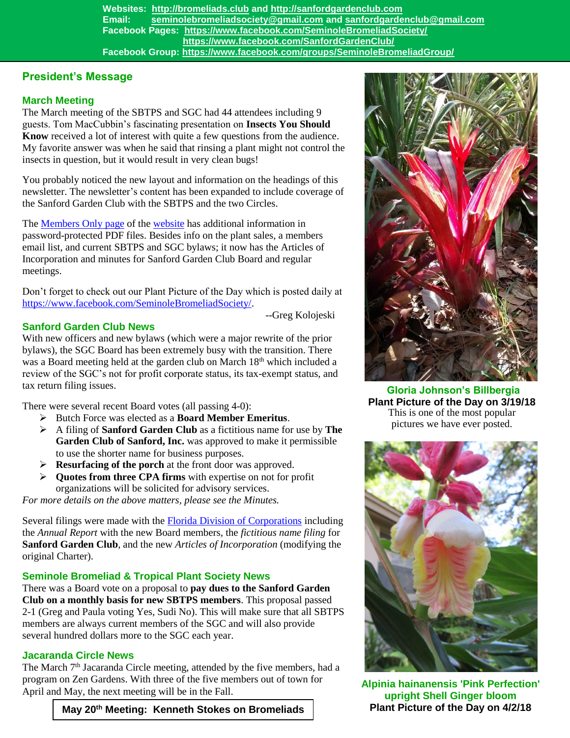**Websites:** **http://bromeliads.club** and **http://sanfordgardenclub.com**
**Email:** **seminolebromeliadsociety@gmail.com** and **sanfordgardenclub@gmail.com**
**Facebook Pages:** **https://www.facebook.com/SeminoleBromeliadSociety/**
**https://www.facebook.com/SanfordGardenClub/**
**Facebook Group:** **https://www.facebook.com/groups/SeminoleBromeliadGroup/**

## President's Message

### March Meeting

The March meeting of the SBTPS and SGC had 44 attendees including 9 guests. Tom MacCubbin's fascinating presentation on **Insects You Should Know** received a lot of interest with quite a few questions from the audience. My favorite answer was when he said that rinsing a plant might not control the insects in question, but it would result in very clean bugs!

You probably noticed the new layout and information on the headings of this newsletter. The newsletter's content has been expanded to include coverage of the Sanford Garden Club with the SBTPS and the two Circles.

The Members Only page of the website has additional information in password-protected PDF files. Besides info on the plant sales, a members email list, and current SBTPS and SGC bylaws; it now has the Articles of Incorporation and minutes for Sanford Garden Club Board and regular meetings.

Don't forget to check out our Plant Picture of the Day which is posted daily at https://www.facebook.com/SeminoleBromeliadSociety/.

--Greg Kolojeski

### Sanford Garden Club News

With new officers and new bylaws (which were a major rewrite of the prior bylaws), the SGC Board has been extremely busy with the transition. There was a Board meeting held at the garden club on March 18th which included a review of the SGC's not for profit corporate status, its tax-exempt status, and tax return filing issues.

There were several recent Board votes (all passing 4-0):

- Butch Force was elected as a **Board Member Emeritus**.
- A filing of **Sanford Garden Club** as a fictitious name for use by **The Garden Club of Sanford, Inc.** was approved to make it permissible to use the shorter name for business purposes.
- **Resurfacing of the porch** at the front door was approved.
- **Quotes from three CPA firms** with expertise on not for profit organizations will be solicited for advisory services.

*For more details on the above matters, please see the Minutes.*

Several filings were made with the Florida Division of Corporations including the *Annual Report* with the new Board members, the *fictitious name filing* for **Sanford Garden Club**, and the new *Articles of Incorporation* (modifying the original Charter).

### Seminole Bromeliad & Tropical Plant Society News

There was a Board vote on a proposal to **pay dues to the Sanford Garden Club on a monthly basis for new SBTPS members**. This proposal passed 2-1 (Greg and Paula voting Yes, Sudi No). This will make sure that all SBTPS members are always current members of the SGC and will also provide several hundred dollars more to the SGC each year.

### Jacaranda Circle News

The March 7th Jacaranda Circle meeting, attended by the five members, had a program on Zen Gardens. With three of the five members out of town for April and May, the next meeting will be in the Fall.

**May 20th Meeting: Kenneth Stokes on Bromeliads**

**Gloria Johnson's Billbergia**
**Plant Picture of the Day on 3/19/18**
This is one of the most popular pictures we have ever posted.

**Alpinia hainanensis 'Pink Perfection' upright Shell Ginger bloom**
**Plant Picture of the Day on 4/2/18**